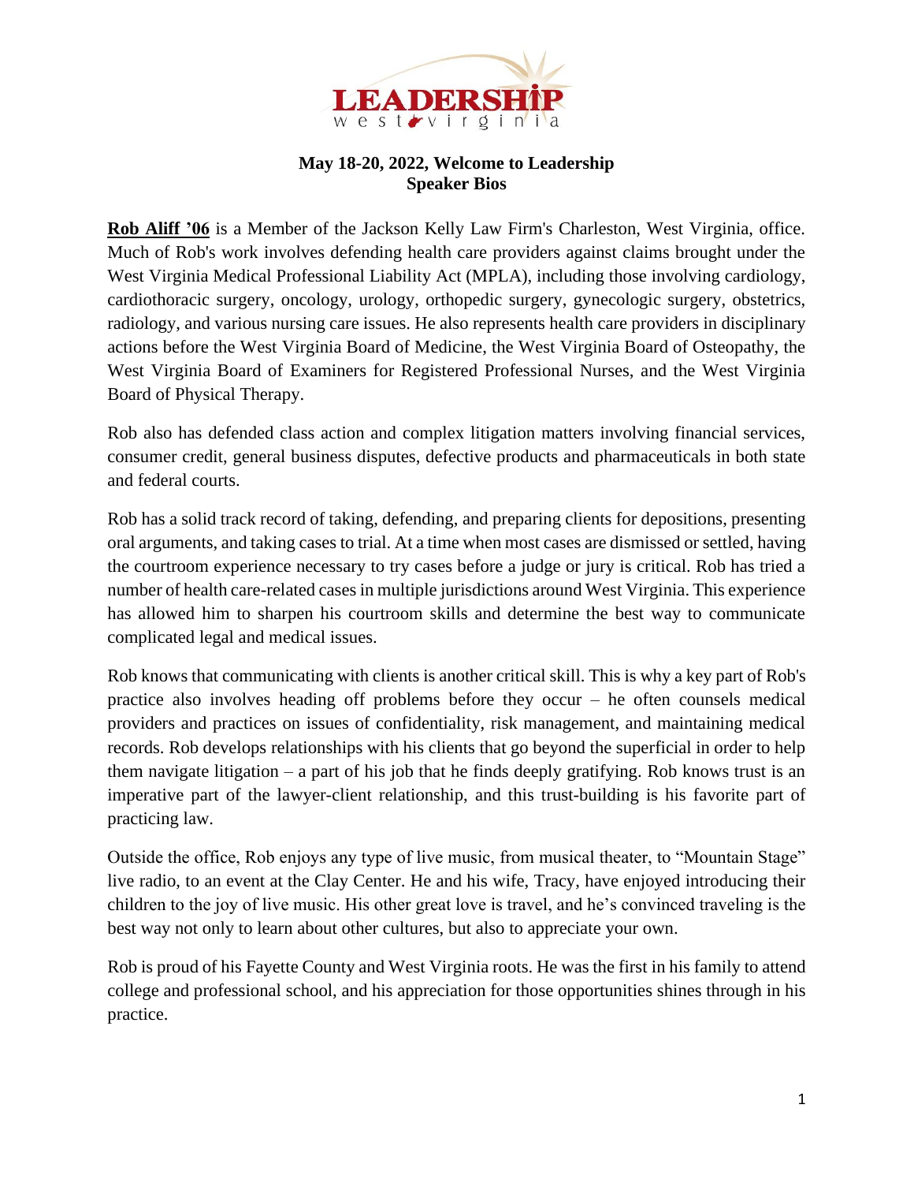LEADERSHIP
west virginia

**May 18-20, 2022, Welcome to Leadership**
**Speaker Bios**

**Rob Aliff '06** is a Member of the Jackson Kelly Law Firm's Charleston, West Virginia, office. Much of Rob's work involves defending health care providers against claims brought under the West Virginia Medical Professional Liability Act (MPLA), including those involving cardiology, cardiothoracic surgery, oncology, urology, orthopedic surgery, gynecologic surgery, obstetrics, radiology, and various nursing care issues. He also represents health care providers in disciplinary actions before the West Virginia Board of Medicine, the West Virginia Board of Osteopathy, the West Virginia Board of Examiners for Registered Professional Nurses, and the West Virginia Board of Physical Therapy.

Rob also has defended class action and complex litigation matters involving financial services, consumer credit, general business disputes, defective products and pharmaceuticals in both state and federal courts.

Rob has a solid track record of taking, defending, and preparing clients for depositions, presenting oral arguments, and taking cases to trial. At a time when most cases are dismissed or settled, having the courtroom experience necessary to try cases before a judge or jury is critical. Rob has tried a number of health care-related cases in multiple jurisdictions around West Virginia. This experience has allowed him to sharpen his courtroom skills and determine the best way to communicate complicated legal and medical issues.

Rob knows that communicating with clients is another critical skill. This is why a key part of Rob's practice also involves heading off problems before they occur – he often counsels medical providers and practices on issues of confidentiality, risk management, and maintaining medical records. Rob develops relationships with his clients that go beyond the superficial in order to help them navigate litigation – a part of his job that he finds deeply gratifying. Rob knows trust is an imperative part of the lawyer-client relationship, and this trust-building is his favorite part of practicing law.

Outside the office, Rob enjoys any type of live music, from musical theater, to "Mountain Stage" live radio, to an event at the Clay Center. He and his wife, Tracy, have enjoyed introducing their children to the joy of live music. His other great love is travel, and he's convinced traveling is the best way not only to learn about other cultures, but also to appreciate your own.

Rob is proud of his Fayette County and West Virginia roots. He was the first in his family to attend college and professional school, and his appreciation for those opportunities shines through in his practice.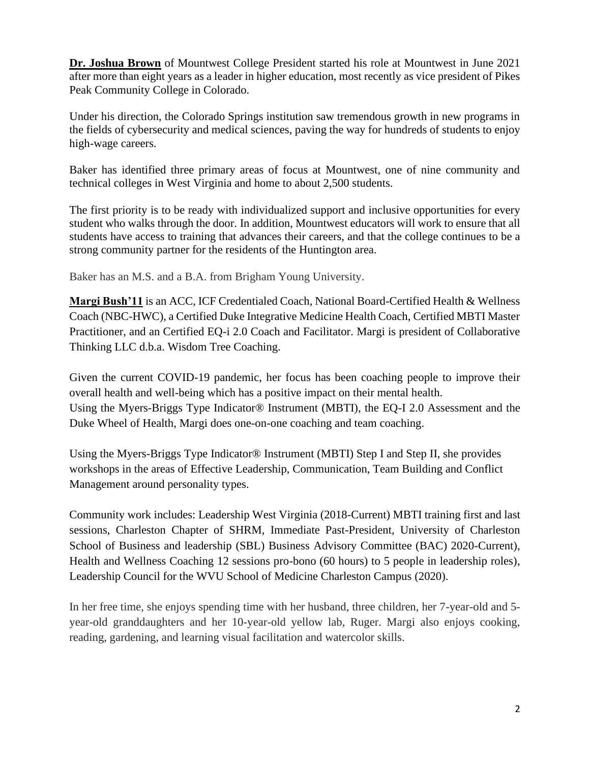**Dr. Joshua Brown** of Mountwest College President started his role at Mountwest in June 2021 after more than eight years as a leader in higher education, most recently as vice president of Pikes Peak Community College in Colorado.

Under his direction, the Colorado Springs institution saw tremendous growth in new programs in the fields of cybersecurity and medical sciences, paving the way for hundreds of students to enjoy high-wage careers.

Baker has identified three primary areas of focus at Mountwest, one of nine community and technical colleges in West Virginia and home to about 2,500 students.

The first priority is to be ready with individualized support and inclusive opportunities for every student who walks through the door. In addition, Mountwest educators will work to ensure that all students have access to training that advances their careers, and that the college continues to be a strong community partner for the residents of the Huntington area.

Baker has an M.S. and a B.A. from Brigham Young University.

**Margi Bush'11** is an ACC, ICF Credentialed Coach, National Board-Certified Health & Wellness Coach (NBC-HWC), a Certified Duke Integrative Medicine Health Coach, Certified MBTI Master Practitioner, and an Certified EQ-i 2.0 Coach and Facilitator. Margi is president of Collaborative Thinking LLC d.b.a. Wisdom Tree Coaching.

Given the current COVID-19 pandemic, her focus has been coaching people to improve their overall health and well-being which has a positive impact on their mental health.
Using the Myers-Briggs Type Indicator® Instrument (MBTI), the EQ-I 2.0 Assessment and the Duke Wheel of Health, Margi does one-on-one coaching and team coaching.

Using the Myers-Briggs Type Indicator® Instrument (MBTI) Step I and Step II, she provides workshops in the areas of Effective Leadership, Communication, Team Building and Conflict Management around personality types.

Community work includes: Leadership West Virginia (2018-Current) MBTI training first and last sessions, Charleston Chapter of SHRM, Immediate Past-President, University of Charleston School of Business and leadership (SBL) Business Advisory Committee (BAC) 2020-Current), Health and Wellness Coaching 12 sessions pro-bono (60 hours) to 5 people in leadership roles), Leadership Council for the WVU School of Medicine Charleston Campus (2020).

In her free time, she enjoys spending time with her husband, three children, her 7-year-old and 5-year-old granddaughters and her 10-year-old yellow lab, Ruger. Margi also enjoys cooking, reading, gardening, and learning visual facilitation and watercolor skills.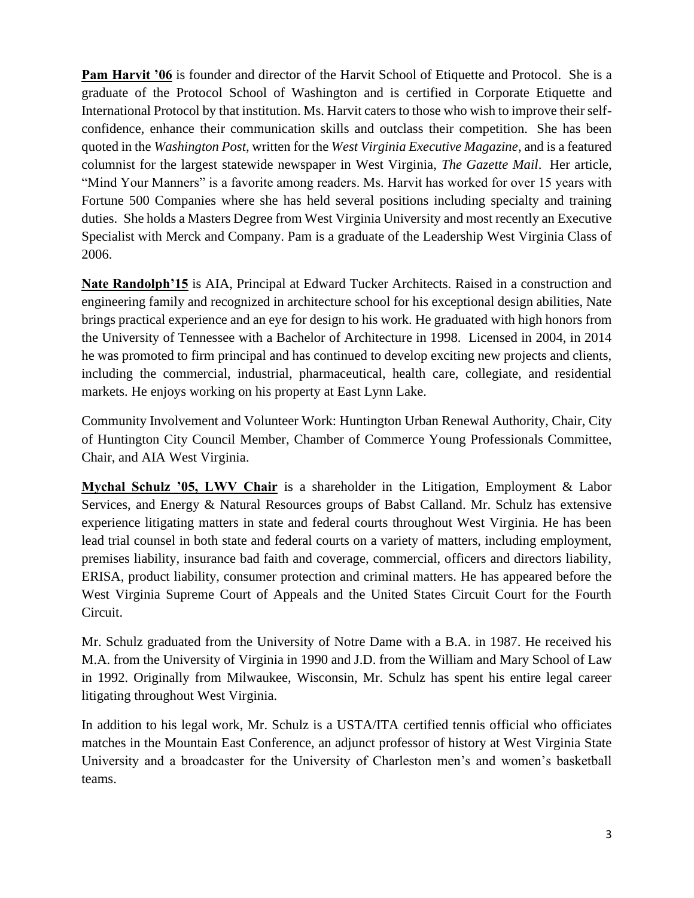**Pam Harvit '06** is founder and director of the Harvit School of Etiquette and Protocol. She is a graduate of the Protocol School of Washington and is certified in Corporate Etiquette and International Protocol by that institution. Ms. Harvit caters to those who wish to improve their self-confidence, enhance their communication skills and outclass their competition. She has been quoted in the *Washington Post,* written for the *West Virginia Executive Magazine*, and is a featured columnist for the largest statewide newspaper in West Virginia, *The Gazette Mail*. Her article, "Mind Your Manners" is a favorite among readers. Ms. Harvit has worked for over 15 years with Fortune 500 Companies where she has held several positions including specialty and training duties. She holds a Masters Degree from West Virginia University and most recently an Executive Specialist with Merck and Company. Pam is a graduate of the Leadership West Virginia Class of 2006.

**Nate Randolph'15** is AIA, Principal at Edward Tucker Architects. Raised in a construction and engineering family and recognized in architecture school for his exceptional design abilities, Nate brings practical experience and an eye for design to his work. He graduated with high honors from the University of Tennessee with a Bachelor of Architecture in 1998. Licensed in 2004, in 2014 he was promoted to firm principal and has continued to develop exciting new projects and clients, including the commercial, industrial, pharmaceutical, health care, collegiate, and residential markets. He enjoys working on his property at East Lynn Lake.

Community Involvement and Volunteer Work: Huntington Urban Renewal Authority, Chair, City of Huntington City Council Member, Chamber of Commerce Young Professionals Committee, Chair, and AIA West Virginia.

**Mychal Schulz '05, LWV Chair** is a shareholder in the Litigation, Employment & Labor Services, and Energy & Natural Resources groups of Babst Calland. Mr. Schulz has extensive experience litigating matters in state and federal courts throughout West Virginia. He has been lead trial counsel in both state and federal courts on a variety of matters, including employment, premises liability, insurance bad faith and coverage, commercial, officers and directors liability, ERISA, product liability, consumer protection and criminal matters. He has appeared before the West Virginia Supreme Court of Appeals and the United States Circuit Court for the Fourth Circuit.

Mr. Schulz graduated from the University of Notre Dame with a B.A. in 1987. He received his M.A. from the University of Virginia in 1990 and J.D. from the William and Mary School of Law in 1992. Originally from Milwaukee, Wisconsin, Mr. Schulz has spent his entire legal career litigating throughout West Virginia.

In addition to his legal work, Mr. Schulz is a USTA/ITA certified tennis official who officiates matches in the Mountain East Conference, an adjunct professor of history at West Virginia State University and a broadcaster for the University of Charleston men's and women's basketball teams.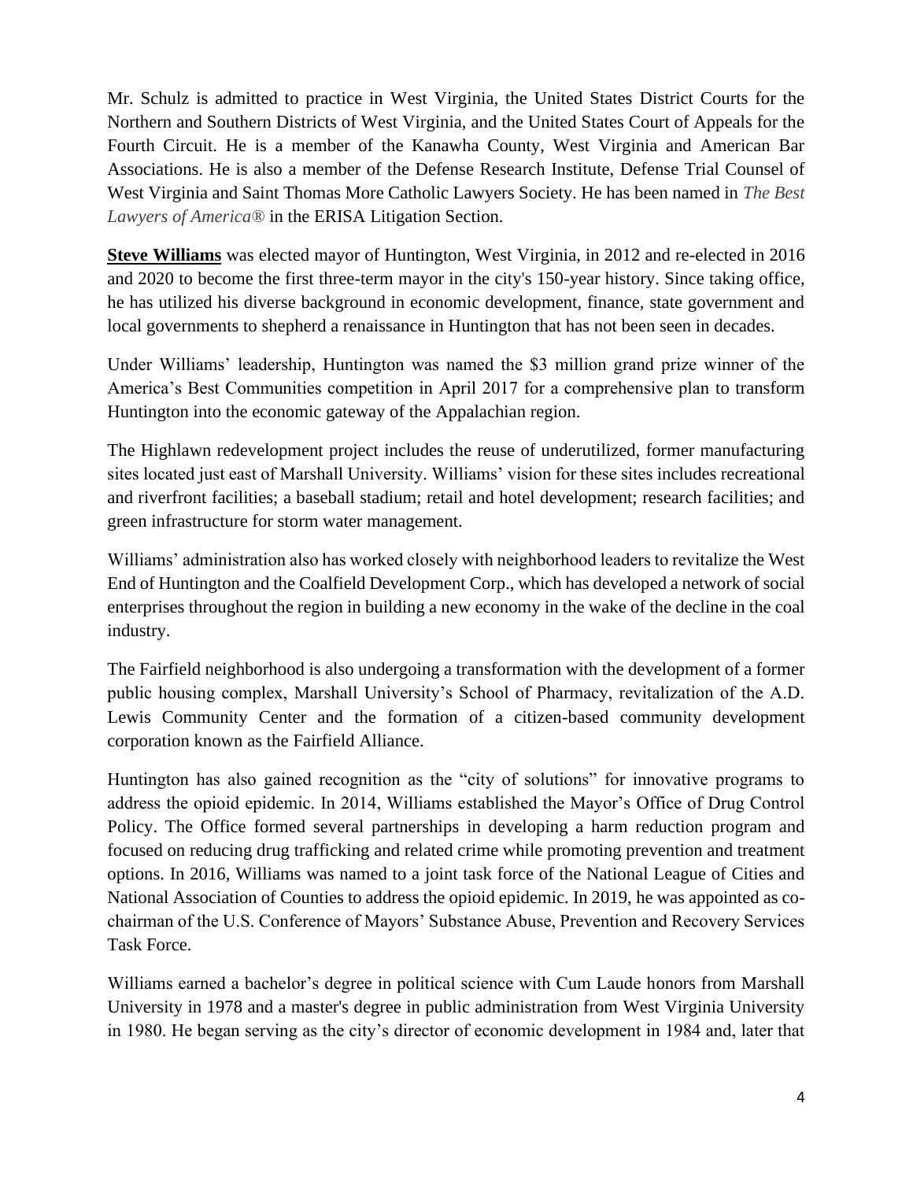Mr. Schulz is admitted to practice in West Virginia, the United States District Courts for the Northern and Southern Districts of West Virginia, and the United States Court of Appeals for the Fourth Circuit. He is a member of the Kanawha County, West Virginia and American Bar Associations. He is also a member of the Defense Research Institute, Defense Trial Counsel of West Virginia and Saint Thomas More Catholic Lawyers Society. He has been named in *The Best Lawyers of America®* in the ERISA Litigation Section.

**Steve Williams** was elected mayor of Huntington, West Virginia, in 2012 and re-elected in 2016 and 2020 to become the first three-term mayor in the city's 150-year history. Since taking office, he has utilized his diverse background in economic development, finance, state government and local governments to shepherd a renaissance in Huntington that has not been seen in decades.

Under Williams' leadership, Huntington was named the $3 million grand prize winner of the America's Best Communities competition in April 2017 for a comprehensive plan to transform Huntington into the economic gateway of the Appalachian region.

The Highlawn redevelopment project includes the reuse of underutilized, former manufacturing sites located just east of Marshall University. Williams' vision for these sites includes recreational and riverfront facilities; a baseball stadium; retail and hotel development; research facilities; and green infrastructure for storm water management.

Williams' administration also has worked closely with neighborhood leaders to revitalize the West End of Huntington and the Coalfield Development Corp., which has developed a network of social enterprises throughout the region in building a new economy in the wake of the decline in the coal industry.

The Fairfield neighborhood is also undergoing a transformation with the development of a former public housing complex, Marshall University's School of Pharmacy, revitalization of the A.D. Lewis Community Center and the formation of a citizen-based community development corporation known as the Fairfield Alliance.

Huntington has also gained recognition as the "city of solutions" for innovative programs to address the opioid epidemic. In 2014, Williams established the Mayor's Office of Drug Control Policy. The Office formed several partnerships in developing a harm reduction program and focused on reducing drug trafficking and related crime while promoting prevention and treatment options. In 2016, Williams was named to a joint task force of the National League of Cities and National Association of Counties to address the opioid epidemic. In 2019, he was appointed as co-chairman of the U.S. Conference of Mayors' Substance Abuse, Prevention and Recovery Services Task Force.

Williams earned a bachelor's degree in political science with Cum Laude honors from Marshall University in 1978 and a master's degree in public administration from West Virginia University in 1980. He began serving as the city's director of economic development in 1984 and, later that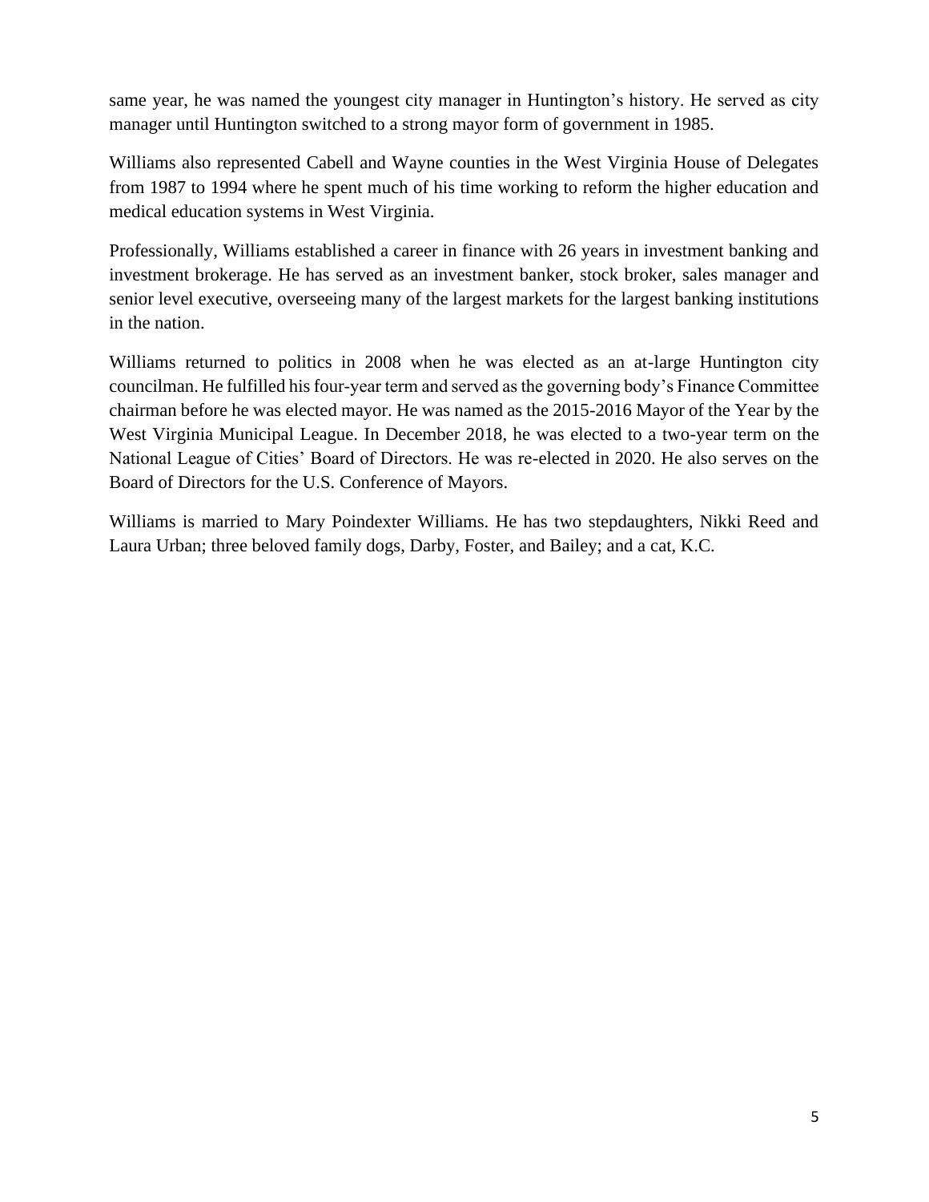same year, he was named the youngest city manager in Huntington's history. He served as city manager until Huntington switched to a strong mayor form of government in 1985.

Williams also represented Cabell and Wayne counties in the West Virginia House of Delegates from 1987 to 1994 where he spent much of his time working to reform the higher education and medical education systems in West Virginia.

Professionally, Williams established a career in finance with 26 years in investment banking and investment brokerage. He has served as an investment banker, stock broker, sales manager and senior level executive, overseeing many of the largest markets for the largest banking institutions in the nation.

Williams returned to politics in 2008 when he was elected as an at-large Huntington city councilman. He fulfilled his four-year term and served as the governing body's Finance Committee chairman before he was elected mayor. He was named as the 2015-2016 Mayor of the Year by the West Virginia Municipal League. In December 2018, he was elected to a two-year term on the National League of Cities' Board of Directors. He was re-elected in 2020. He also serves on the Board of Directors for the U.S. Conference of Mayors.

Williams is married to Mary Poindexter Williams. He has two stepdaughters, Nikki Reed and Laura Urban; three beloved family dogs, Darby, Foster, and Bailey; and a cat, K.C.